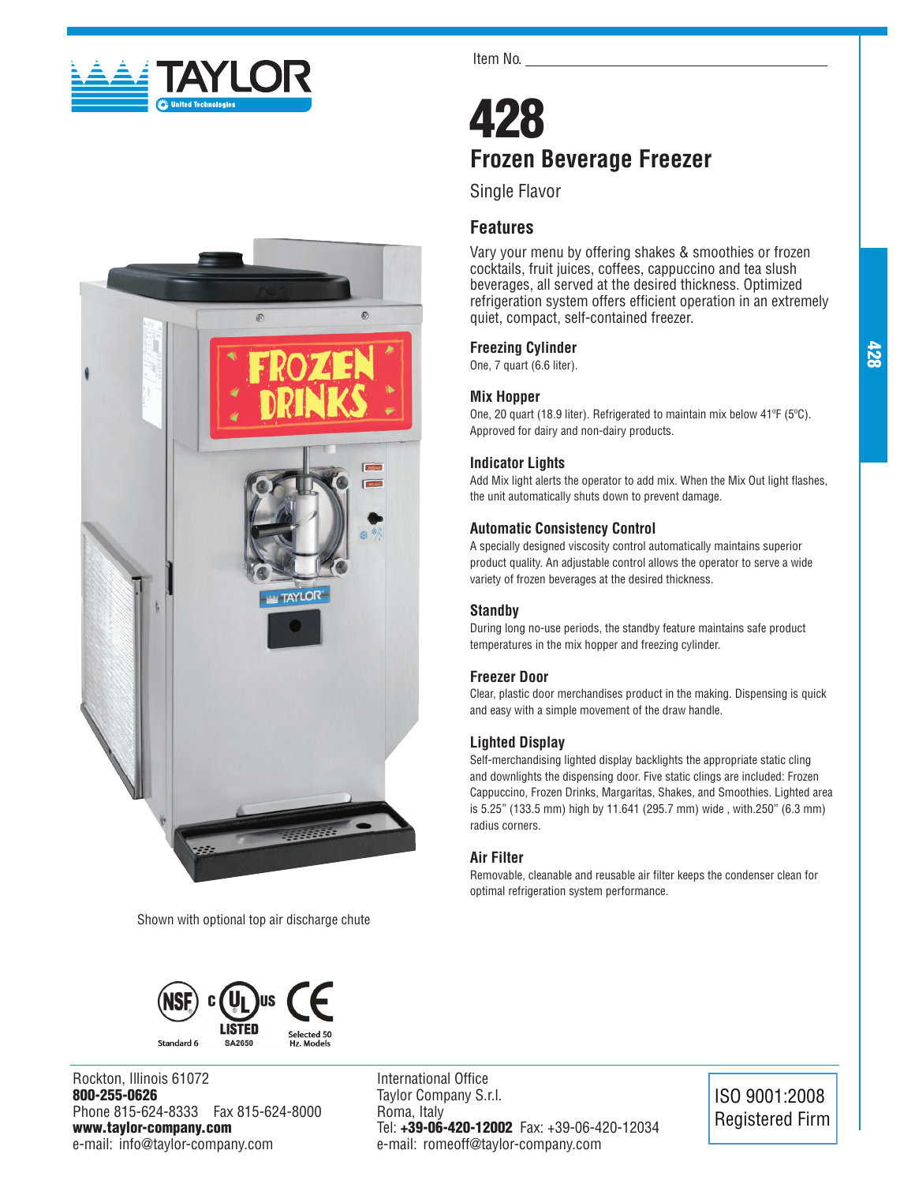Item No. ______________________________

# 428

## Frozen Beverage Freezer

Single Flavor

### Features

Vary your menu by offering shakes & smoothies or frozen cocktails, fruit juices, coffees, cappuccino and tea slush beverages, all served at the desired thickness. Optimized refrigeration system offers efficient operation in an extremely quiet, compact, self-contained freezer.

**Freezing Cylinder**
One, 7 quart (6.6 liter).

**Mix Hopper**
One, 20 quart (18.9 liter). Refrigerated to maintain mix below 41ºF (5ºC). Approved for dairy and non-dairy products.

**Indicator Lights**
Add Mix light alerts the operator to add mix. When the Mix Out light flashes, the unit automatically shuts down to prevent damage.

**Automatic Consistency Control**
A specially designed viscosity control automatically maintains superior product quality. An adjustable control allows the operator to serve a wide variety of frozen beverages at the desired thickness.

**Standby**
During long no-use periods, the standby feature maintains safe product temperatures in the mix hopper and freezing cylinder.

**Freezer Door**
Clear, plastic door merchandises product in the making. Dispensing is quick and easy with a simple movement of the draw handle.

**Lighted Display**
Self-merchandising lighted display backlights the appropriate static cling and downlights the dispensing door. Five static clings are included: Frozen Cappuccino, Frozen Drinks, Margaritas, Shakes, and Smoothies. Lighted area is 5.25" (133.5 mm) high by 11.641 (295.7 mm) wide , with.250" (6.3 mm) radius corners.

**Air Filter**
Removable, cleanable and reusable air filter keeps the condenser clean for optimal refrigeration system performance.

Shown with optional top air discharge chute

NSF Standard 6 — c UL us LISTED SA2650 — CE Selected 50 Hz. Models

Rockton, Illinois 61072
**800-255-0626**
Phone 815-624-8333 Fax 815-624-8000
**www.taylor-company.com**
e-mail: info@taylor-company.com

International Office
Taylor Company S.r.l.
Roma, Italy
Tel: **+39-06-420-12002** Fax: +39-06-420-12034
e-mail: romeoff@taylor-company.com

ISO 9001:2008 Registered Firm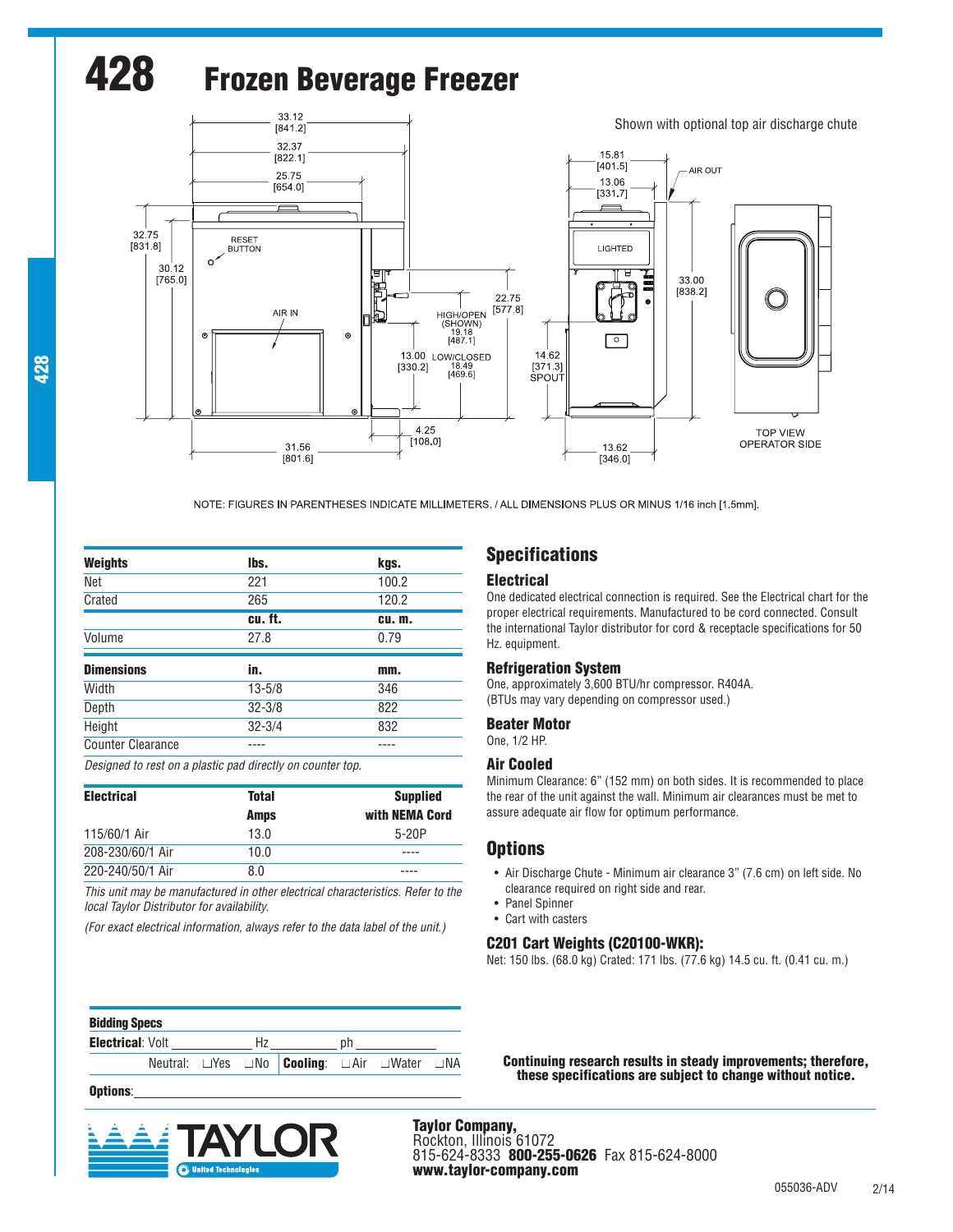# 428 Frozen Beverage Freezer

Shown with optional top air discharge chute

33.12 [841.2]
32.37 [822.1]
25.75 [654.0]
32.75 [831.8]
30.12 [765.0]
RESET BUTTON
AIR IN
HIGH/OPEN (SHOWN) 19.18 [487.1]
LOW/CLOSED 18.49 [469.6]
22.75 [577.8]
13.00 [330.2]
4.25 [108.0]
31.56 [801.6]
15.81 [401.5]
13.06 [331.7]
AIR OUT
LIGHTED
33.00 [838.2]
14.62 [371.3] SPOUT
13.62 [346.0]
TOP VIEW OPERATOR SIDE

NOTE: FIGURES IN PARENTHESES INDICATE MILLIMETERS. / ALL DIMENSIONS PLUS OR MINUS 1/16 inch [1.5mm].

| Weights | lbs. | kgs. |
|---|---|---|
| Net | 221 | 100.2 |
| Crated | 265 | 120.2 |
| | cu. ft. | cu. m. |
| Volume | 27.8 | 0.79 |

| Dimensions | in. | mm. |
|---|---|---|
| Width | 13-5/8 | 346 |
| Depth | 32-3/8 | 822 |
| Height | 32-3/4 | 832 |
| Counter Clearance | ---- | ---- |

*Designed to rest on a plastic pad directly on counter top.*

| Electrical | Total Amps | Supplied with NEMA Cord |
|---|---|---|
| 115/60/1 Air | 13.0 | 5-20P |
| 208-230/60/1 Air | 10.0 | ---- |
| 220-240/50/1 Air | 8.0 | ---- |

*This unit may be manufactured in other electrical characteristics. Refer to the local Taylor Distributor for availability.*

*(For exact electrical information, always refer to the data label of the unit.)*

## Specifications

### Electrical

One dedicated electrical connection is required. See the Electrical chart for the proper electrical requirements. Manufactured to be cord connected. Consult the international Taylor distributor for cord & receptacle specifications for 50 Hz. equipment.

### Refrigeration System

One, approximately 3,600 BTU/hr compressor. R404A.
(BTUs may vary depending on compressor used.)

### Beater Motor

One, 1/2 HP.

### Air Cooled

Minimum Clearance: 6" (152 mm) on both sides. It is recommended to place the rear of the unit against the wall. Minimum air clearances must be met to assure adequate air flow for optimum performance.

## Options

- Air Discharge Chute - Minimum air clearance 3" (7.6 cm) on left side. No clearance required on right side and rear.
- Panel Spinner
- Cart with casters

### C201 Cart Weights (C20100-WKR):

Net: 150 lbs. (68.0 kg) Crated: 171 lbs. (77.6 kg) 14.5 cu. ft. (0.41 cu. m.)

**Bidding Specs**

**Electrical**: Volt ________ Hz ________ ph ________

Neutral: ☐Yes ☐No | **Cooling**: ☐Air ☐Water ☐NA

**Options**: ________________________

**Continuing research results in steady improvements; therefore, these specifications are subject to change without notice.**

TAYLOR
United Technologies

**Taylor Company,**
Rockton, Illinois 61072
815-624-8333 **800-255-0626** Fax 815-624-8000
**www.taylor-company.com**

055036-ADV 2/14